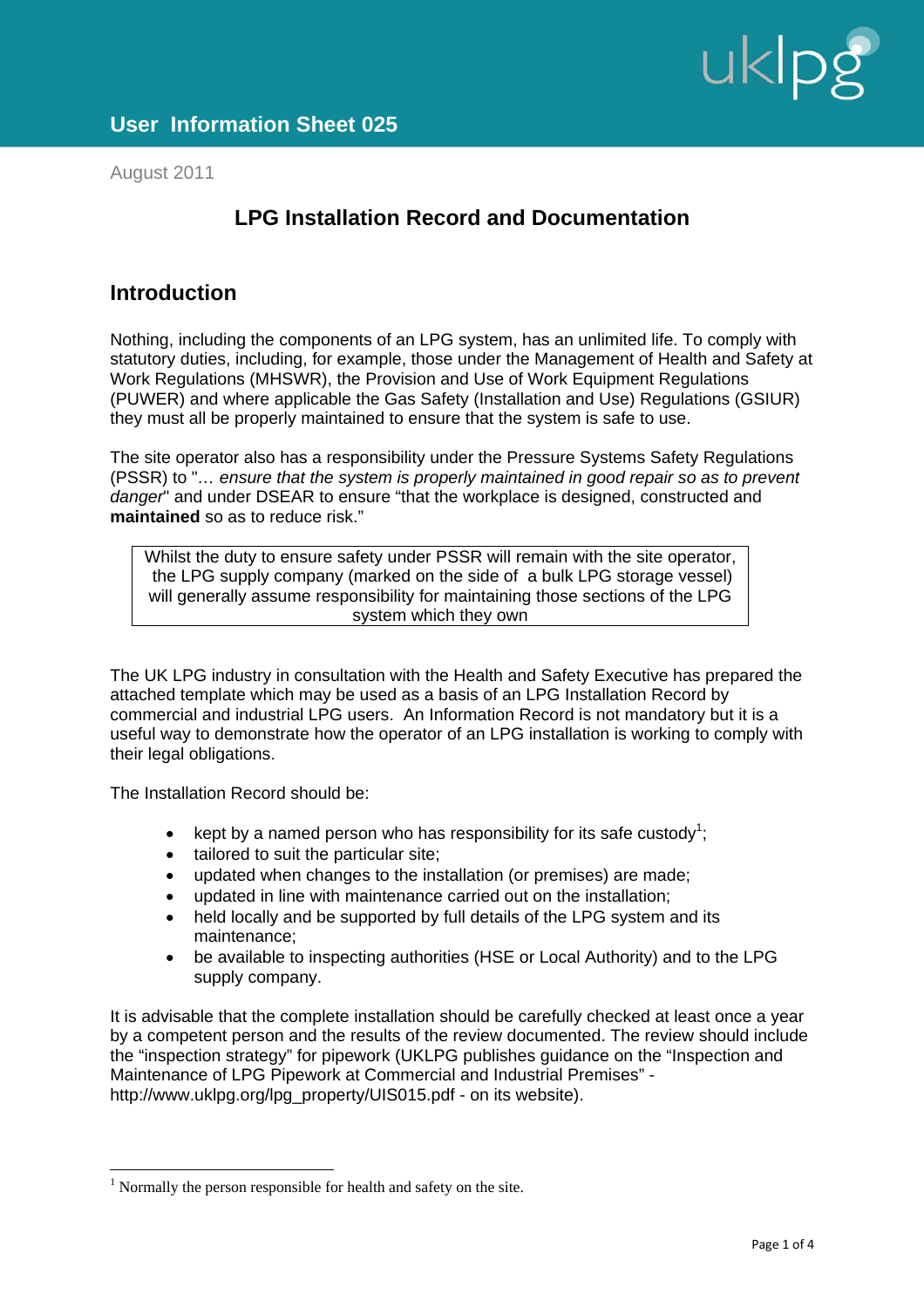# User Information Sheet 025

August 2011

## LPG Installation Record and Documentation

## Introduction

Nothing, including the components of an LPG system, has an unlimited life. To comply with statutory duties, including, for example, those under the Management of Health and Safety at Work Regulations (MHSWR), the Provision and Use of Work Equipment Regulations (PUWER) and where applicable the Gas Safety (Installation and Use) Regulations (GSIUR) they must all be properly maintained to ensure that the system is safe to use.

The site operator also has a responsibility under the Pressure Systems Safety Regulations (PSSR) to "*… ensure that the system is properly maintained in good repair so as to prevent danger*" and under DSEAR to ensure "that the workplace is designed, constructed and **maintained** so as to reduce risk."

> Whilst the duty to ensure safety under PSSR will remain with the site operator, the LPG supply company (marked on the side of a bulk LPG storage vessel) will generally assume responsibility for maintaining those sections of the LPG system which they own

The UK LPG industry in consultation with the Health and Safety Executive has prepared the attached template which may be used as a basis of an LPG Installation Record by commercial and industrial LPG users. An Information Record is not mandatory but it is a useful way to demonstrate how the operator of an LPG installation is working to comply with their legal obligations.

The Installation Record should be:

- kept by a named person who has responsibility for its safe custody[1];
- tailored to suit the particular site;
- updated when changes to the installation (or premises) are made;
- updated in line with maintenance carried out on the installation;
- held locally and be supported by full details of the LPG system and its maintenance;
- be available to inspecting authorities (HSE or Local Authority) and to the LPG supply company.

It is advisable that the complete installation should be carefully checked at least once a year by a competent person and the results of the review documented. The review should include the "inspection strategy" for pipework (UKLPG publishes guidance on the "Inspection and Maintenance of LPG Pipework at Commercial and Industrial Premises" - http://www.uklpg.org/lpg_property/UIS015.pdf - on its website).

[1] Normally the person responsible for health and safety on the site.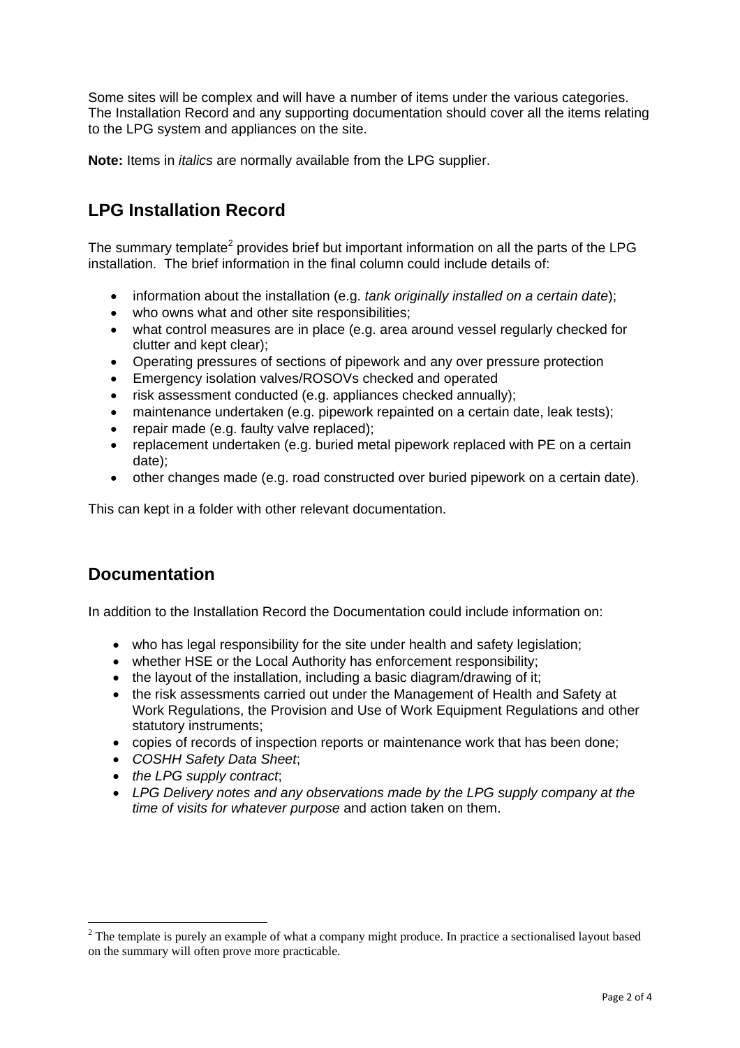Some sites will be complex and will have a number of items under the various categories. The Installation Record and any supporting documentation should cover all the items relating to the LPG system and appliances on the site.

**Note:** Items in *italics* are normally available from the LPG supplier.

## LPG Installation Record

The summary template[2] provides brief but important information on all the parts of the LPG installation. The brief information in the final column could include details of:

- information about the installation (e.g. *tank originally installed on a certain date*);
- who owns what and other site responsibilities;
- what control measures are in place (e.g. area around vessel regularly checked for clutter and kept clear);
- Operating pressures of sections of pipework and any over pressure protection
- Emergency isolation valves/ROSOVs checked and operated
- risk assessment conducted (e.g. appliances checked annually);
- maintenance undertaken (e.g. pipework repainted on a certain date, leak tests);
- repair made (e.g. faulty valve replaced);
- replacement undertaken (e.g. buried metal pipework replaced with PE on a certain date);
- other changes made (e.g. road constructed over buried pipework on a certain date).

This can kept in a folder with other relevant documentation.

## Documentation

In addition to the Installation Record the Documentation could include information on:

- who has legal responsibility for the site under health and safety legislation;
- whether HSE or the Local Authority has enforcement responsibility;
- the layout of the installation, including a basic diagram/drawing of it;
- the risk assessments carried out under the Management of Health and Safety at Work Regulations, the Provision and Use of Work Equipment Regulations and other statutory instruments;
- copies of records of inspection reports or maintenance work that has been done;
- *COSHH Safety Data Sheet*;
- *the LPG supply contract*;
- *LPG Delivery notes and any observations made by the LPG supply company at the time of visits for whatever purpose* and action taken on them.

[2] The template is purely an example of what a company might produce. In practice a sectionalised layout based on the summary will often prove more practicable.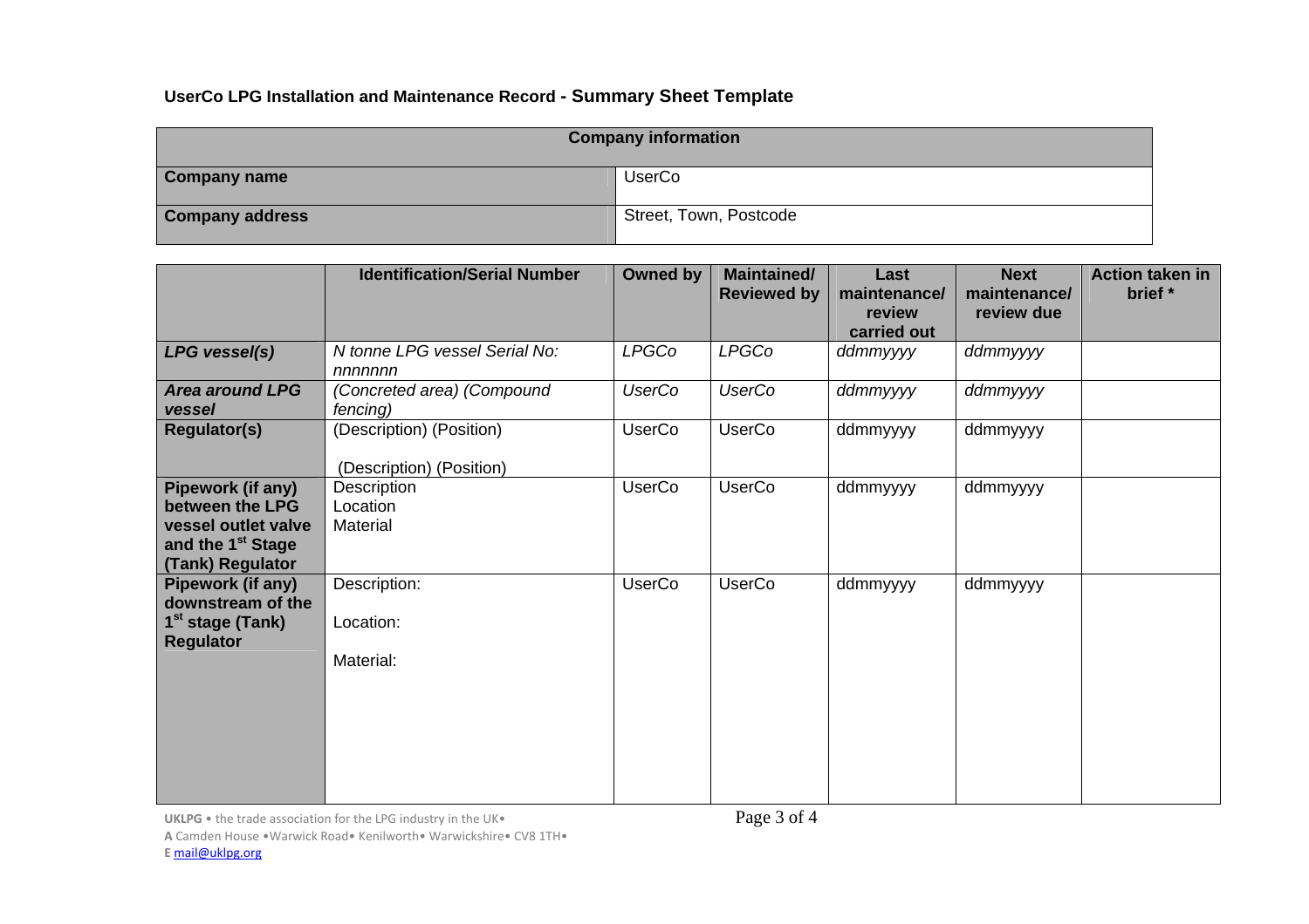**UserCo LPG Installation and Maintenance Record - Summary Sheet Template**

| Company information | |
|---|---|
| **Company name** | UserCo |
| **Company address** | Street, Town, Postcode |

| | Identification/Serial Number | Owned by | Maintained/ Reviewed by | Last maintenance/ review carried out | Next maintenance/ review due | Action taken in brief * |
|---|---|---|---|---|---|---|
| ***LPG vessel(s)*** | *N tonne LPG vessel Serial No: nnnnnnn* | *LPGCo* | *LPGCo* | *ddmmyyyy* | *ddmmyyyy* | |
| ***Area around LPG vessel*** | *(Concreted area) (Compound fencing)* | *UserCo* | *UserCo* | *ddmmyyyy* | *ddmmyyyy* | |
| **Regulator(s)** | (Description) (Position)<br>(Description) (Position) | UserCo | UserCo | ddmmyyyy | ddmmyyyy | |
| **Pipework (if any) between the LPG vessel outlet valve and the 1st Stage (Tank) Regulator** | Description<br>Location<br>Material | UserCo | UserCo | ddmmyyyy | ddmmyyyy | |
| **Pipework (if any) downstream of the 1st stage (Tank) Regulator** | Description:<br>Location:<br>Material: | UserCo | UserCo | ddmmyyyy | ddmmyyyy | |

**UKLPG** • the trade association for the LPG industry in the UK•
**A** Camden House •Warwick Road• Kenilworth• Warwickshire• CV8 1TH•
**E** mail@uklpg.org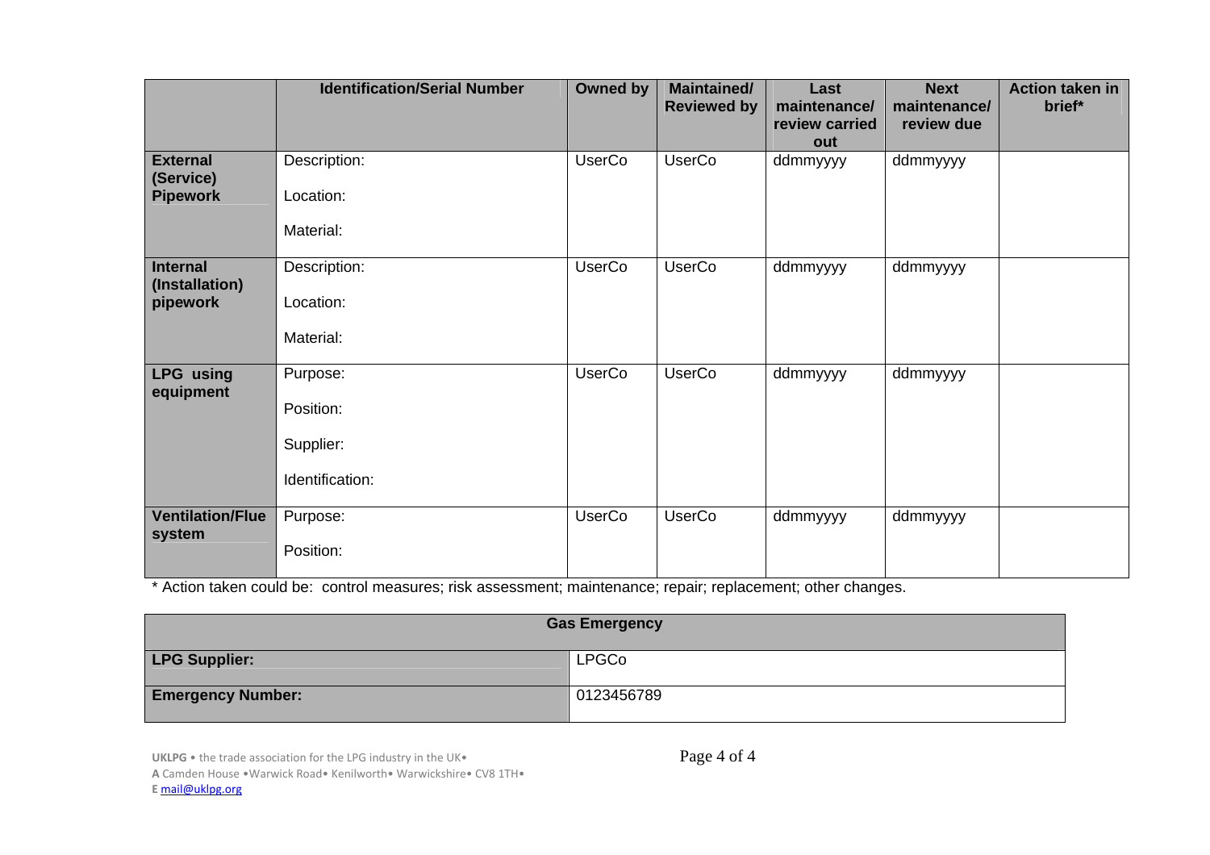| | Identification/Serial Number | Owned by | Maintained/ Reviewed by | Last maintenance/ review carried out | Next maintenance/ review due | Action taken in brief* |
|---|---|---|---|---|---|---|
| **External (Service) Pipework** | Description:<br><br>Location:<br><br>Material: | UserCo | UserCo | ddmmyyyy | ddmmyyyy | |
| **Internal (Installation) pipework** | Description:<br><br>Location:<br><br>Material: | UserCo | UserCo | ddmmyyyy | ddmmyyyy | |
| **LPG using equipment** | Purpose:<br><br>Position:<br><br>Supplier:<br><br>Identification: | UserCo | UserCo | ddmmyyyy | ddmmyyyy | |
| **Ventilation/Flue system** | Purpose:<br><br>Position: | UserCo | UserCo | ddmmyyyy | ddmmyyyy | |

* Action taken could be: control measures; risk assessment; maintenance; repair; replacement; other changes.

| Gas Emergency | |
|---|---|
| **LPG Supplier:** | LPGCo |
| **Emergency Number:** | 0123456789 |

**UKLPG** • the trade association for the LPG industry in the UK•
**A** Camden House •Warwick Road• Kenilworth• Warwickshire• CV8 1TH•
**E** mail@uklpg.org